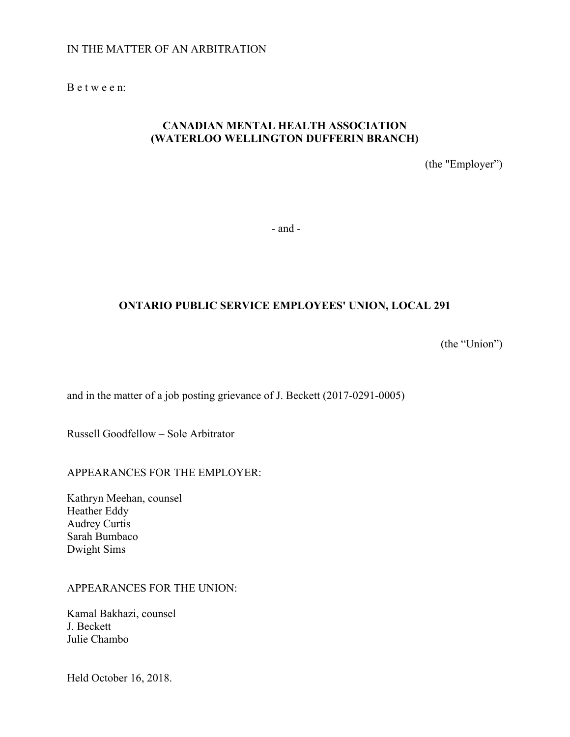IN THE MATTER OF AN ARBITRATION

B e t w e e n:

**CANADIAN MENTAL HEALTH ASSOCIATION (WATERLOO WELLINGTON DUFFERIN BRANCH)**

(the "Employer")

\- and -

**ONTARIO PUBLIC SERVICE EMPLOYEES' UNION, LOCAL 291**

(the "Union")

and in the matter of a job posting grievance of J. Beckett (2017-0291-0005)

Russell Goodfellow – Sole Arbitrator

APPEARANCES FOR THE EMPLOYER:

Kathryn Meehan, counsel
Heather Eddy
Audrey Curtis
Sarah Bumbaco
Dwight Sims

APPEARANCES FOR THE UNION:

Kamal Bakhazi, counsel
J. Beckett
Julie Chambo

Held October 16, 2018.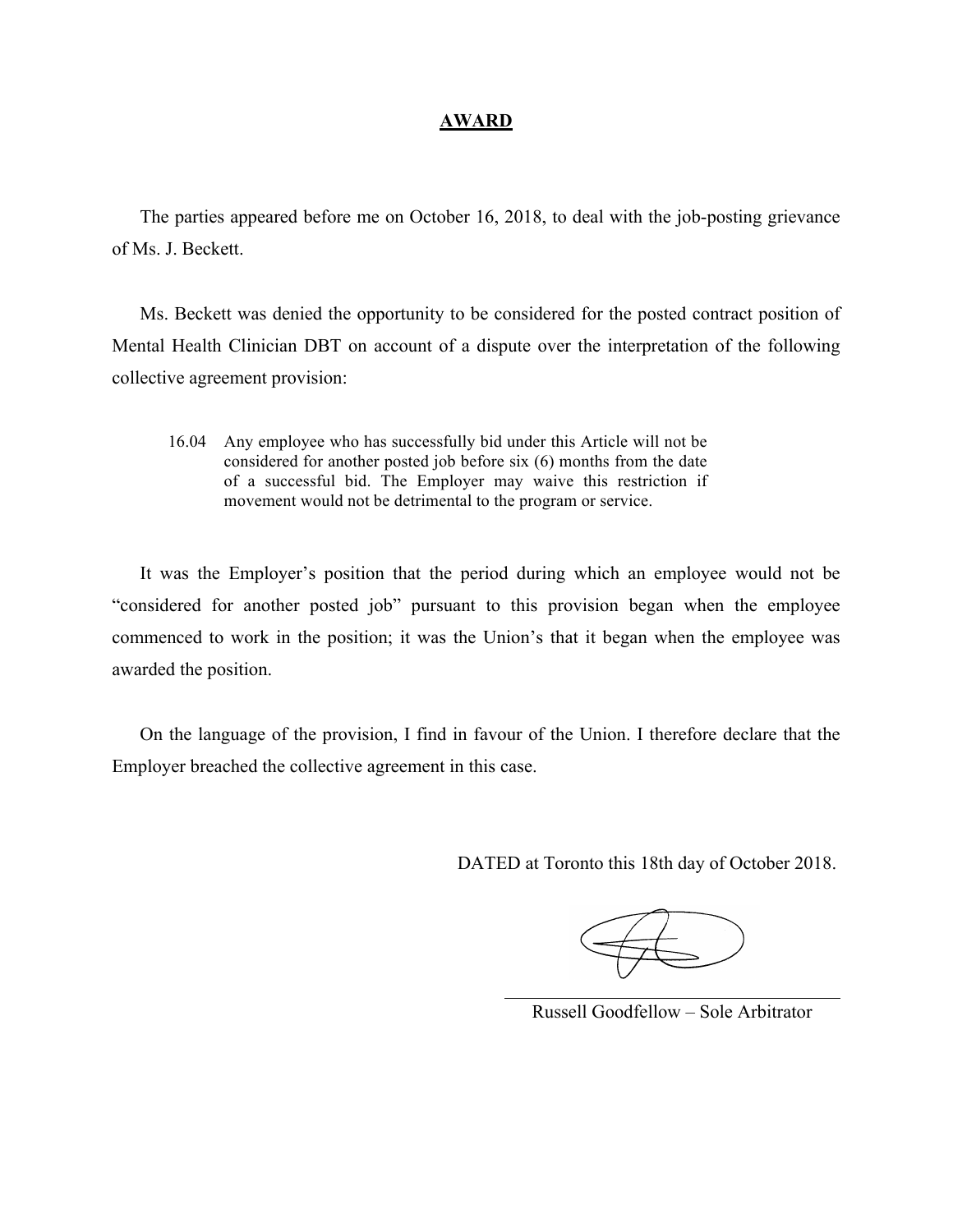# AWARD

The parties appeared before me on October 16, 2018, to deal with the job-posting grievance of Ms. J. Beckett.

Ms. Beckett was denied the opportunity to be considered for the posted contract position of Mental Health Clinician DBT on account of a dispute over the interpretation of the following collective agreement provision:

> 16.04 Any employee who has successfully bid under this Article will not be considered for another posted job before six (6) months from the date of a successful bid. The Employer may waive this restriction if movement would not be detrimental to the program or service.

It was the Employer's position that the period during which an employee would not be "considered for another posted job" pursuant to this provision began when the employee commenced to work in the position; it was the Union's that it began when the employee was awarded the position.

On the language of the provision, I find in favour of the Union. I therefore declare that the Employer breached the collective agreement in this case.

DATED at Toronto this 18th day of October 2018.

Russell Goodfellow – Sole Arbitrator